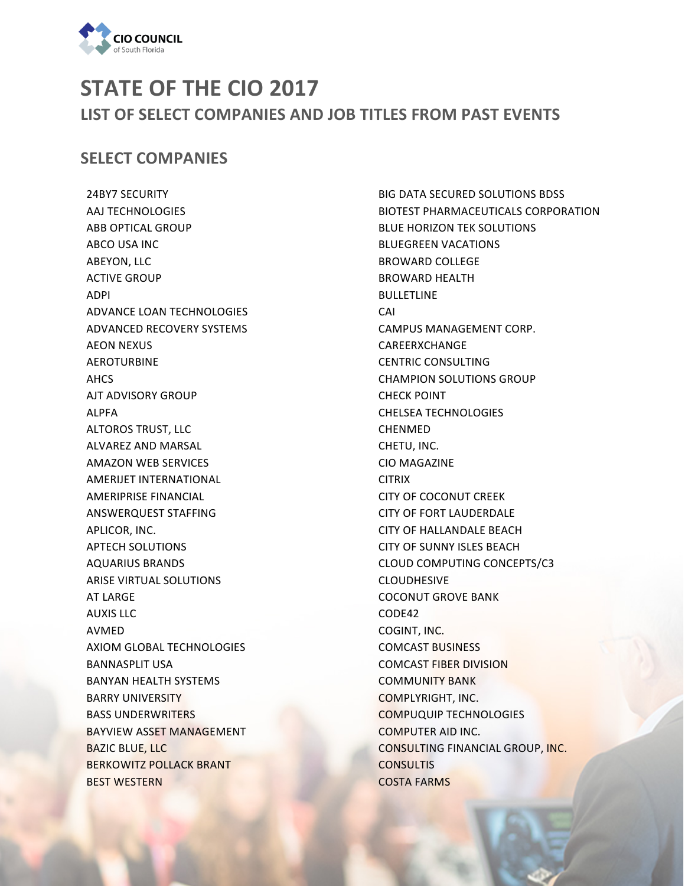CIO COUNCIL of South Florida

# STATE OF THE CIO 2017

## LIST OF SELECT COMPANIES AND JOB TITLES FROM PAST EVENTS

## SELECT COMPANIES

24BY7 SECURITY
AAJ TECHNOLOGIES
ABB OPTICAL GROUP
ABCO USA INC
ABEYON, LLC
ACTIVE GROUP
ADPI
ADVANCE LOAN TECHNOLOGIES
ADVANCED RECOVERY SYSTEMS
AEON NEXUS
AEROTURBINE
AHCS
AJT ADVISORY GROUP
ALPFA
ALTOROS TRUST, LLC
ALVAREZ AND MARSAL
AMAZON WEB SERVICES
AMERIJET INTERNATIONAL
AMERIPRISE FINANCIAL
ANSWERQUEST STAFFING
APLICOR, INC.
APTECH SOLUTIONS
AQUARIUS BRANDS
ARISE VIRTUAL SOLUTIONS
AT LARGE
AUXIS LLC
AVMED
AXIOM GLOBAL TECHNOLOGIES
BANNASPLIT USA
BANYAN HEALTH SYSTEMS
BARRY UNIVERSITY
BASS UNDERWRITERS
BAYVIEW ASSET MANAGEMENT
BAZIC BLUE, LLC
BERKOWITZ POLLACK BRANT
BEST WESTERN
BIG DATA SECURED SOLUTIONS BDSS
BIOTEST PHARMACEUTICALS CORPORATION
BLUE HORIZON TEK SOLUTIONS
BLUEGREEN VACATIONS
BROWARD COLLEGE
BROWARD HEALTH
BULLETLINE
CAI
CAMPUS MANAGEMENT CORP.
CAREERXCHANGE
CENTRIC CONSULTING
CHAMPION SOLUTIONS GROUP
CHECK POINT
CHELSEA TECHNOLOGIES
CHENMED
CHETU, INC.
CIO MAGAZINE
CITRIX
CITY OF COCONUT CREEK
CITY OF FORT LAUDERDALE
CITY OF HALLANDALE BEACH
CITY OF SUNNY ISLES BEACH
CLOUD COMPUTING CONCEPTS/C3
CLOUDHESIVE
COCONUT GROVE BANK
CODE42
COGINT, INC.
COMCAST BUSINESS
COMCAST FIBER DIVISION
COMMUNITY BANK
COMPLYRIGHT, INC.
COMPUQUIP TECHNOLOGIES
COMPUTER AID INC.
CONSULTING FINANCIAL GROUP, INC.
CONSULTIS
COSTA FARMS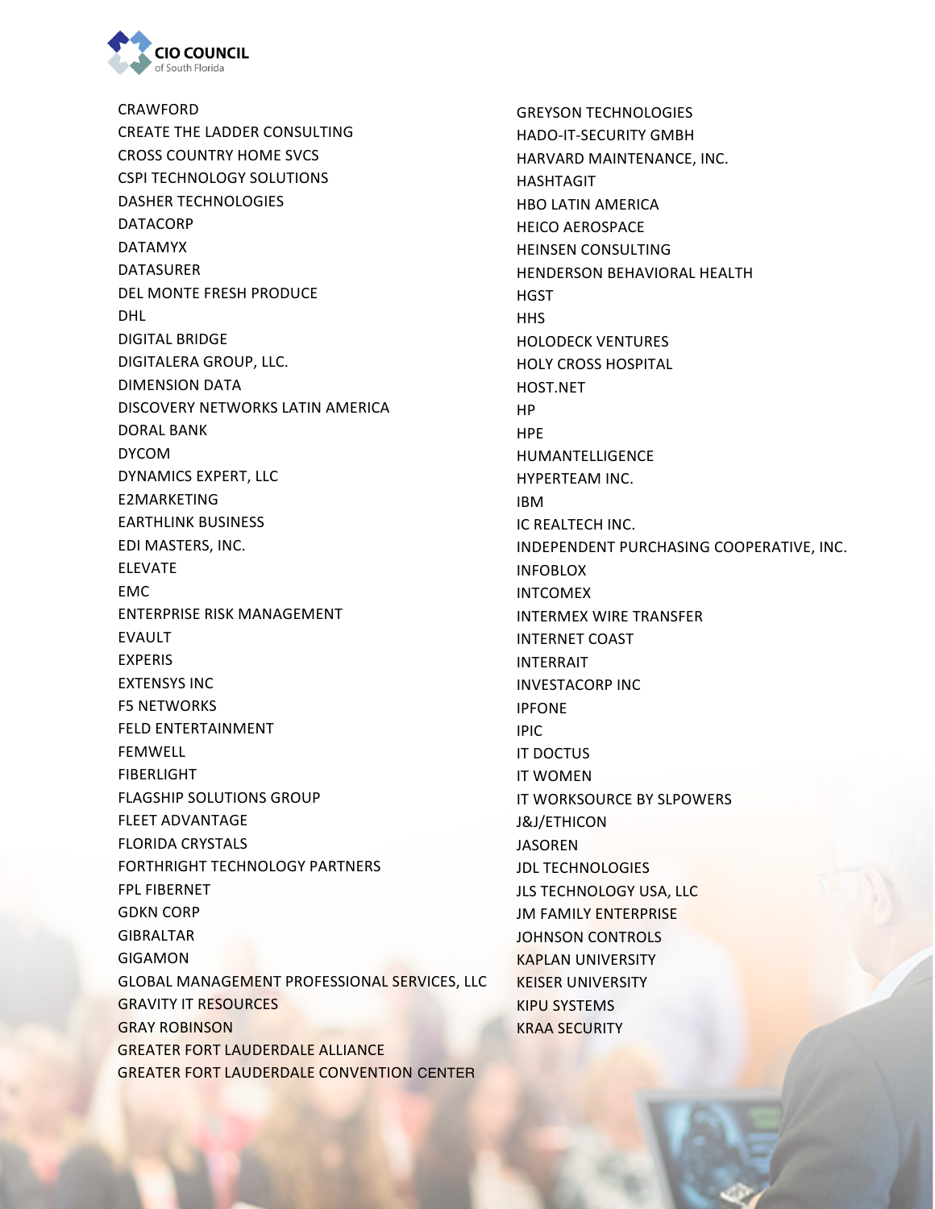CRAWFORD
CREATE THE LADDER CONSULTING
CROSS COUNTRY HOME SVCS
CSPI TECHNOLOGY SOLUTIONS
DASHER TECHNOLOGIES
DATACORP
DATAMYX
DATASURER
DEL MONTE FRESH PRODUCE
DHL
DIGITAL BRIDGE
DIGITALERA GROUP, LLC.
DIMENSION DATA
DISCOVERY NETWORKS LATIN AMERICA
DORAL BANK
DYCOM
DYNAMICS EXPERT, LLC
E2MARKETING
EARTHLINK BUSINESS
EDI MASTERS, INC.
ELEVATE
EMC
ENTERPRISE RISK MANAGEMENT
EVAULT
EXPERIS
EXTENSYS INC
F5 NETWORKS
FELD ENTERTAINMENT
FEMWELL
FIBERLIGHT
FLAGSHIP SOLUTIONS GROUP
FLEET ADVANTAGE
FLORIDA CRYSTALS
FORTHRIGHT TECHNOLOGY PARTNERS
FPL FIBERNET
GDKN CORP
GIBRALTAR
GIGAMON
GLOBAL MANAGEMENT PROFESSIONAL SERVICES, LLC
GRAVITY IT RESOURCES
GRAY ROBINSON
GREATER FORT LAUDERDALE ALLIANCE
GREATER FORT LAUDERDALE CONVENTION CENTER
GREYSON TECHNOLOGIES
HADO-IT-SECURITY GMBH
HARVARD MAINTENANCE, INC.
HASHTAGIT
HBO LATIN AMERICA
HEICO AEROSPACE
HEINSEN CONSULTING
HENDERSON BEHAVIORAL HEALTH
HGST
HHS
HOLODECK VENTURES
HOLY CROSS HOSPITAL
HOST.NET
HP
HPE
HUMANTELLIGENCE
HYPERTEAM INC.
IBM
IC REALTECH INC.
INDEPENDENT PURCHASING COOPERATIVE, INC.
INFOBLOX
INTCOMEX
INTERMEX WIRE TRANSFER
INTERNET COAST
INTERRAIT
INVESTACORP INC
IPFONE
IPIC
IT DOCTUS
IT WOMEN
IT WORKSOURCE BY SLPOWERS
J&J/ETHICON
JASOREN
JDL TECHNOLOGIES
JLS TECHNOLOGY USA, LLC
JM FAMILY ENTERPRISE
JOHNSON CONTROLS
KAPLAN UNIVERSITY
KEISER UNIVERSITY
KIPU SYSTEMS
KRAA SECURITY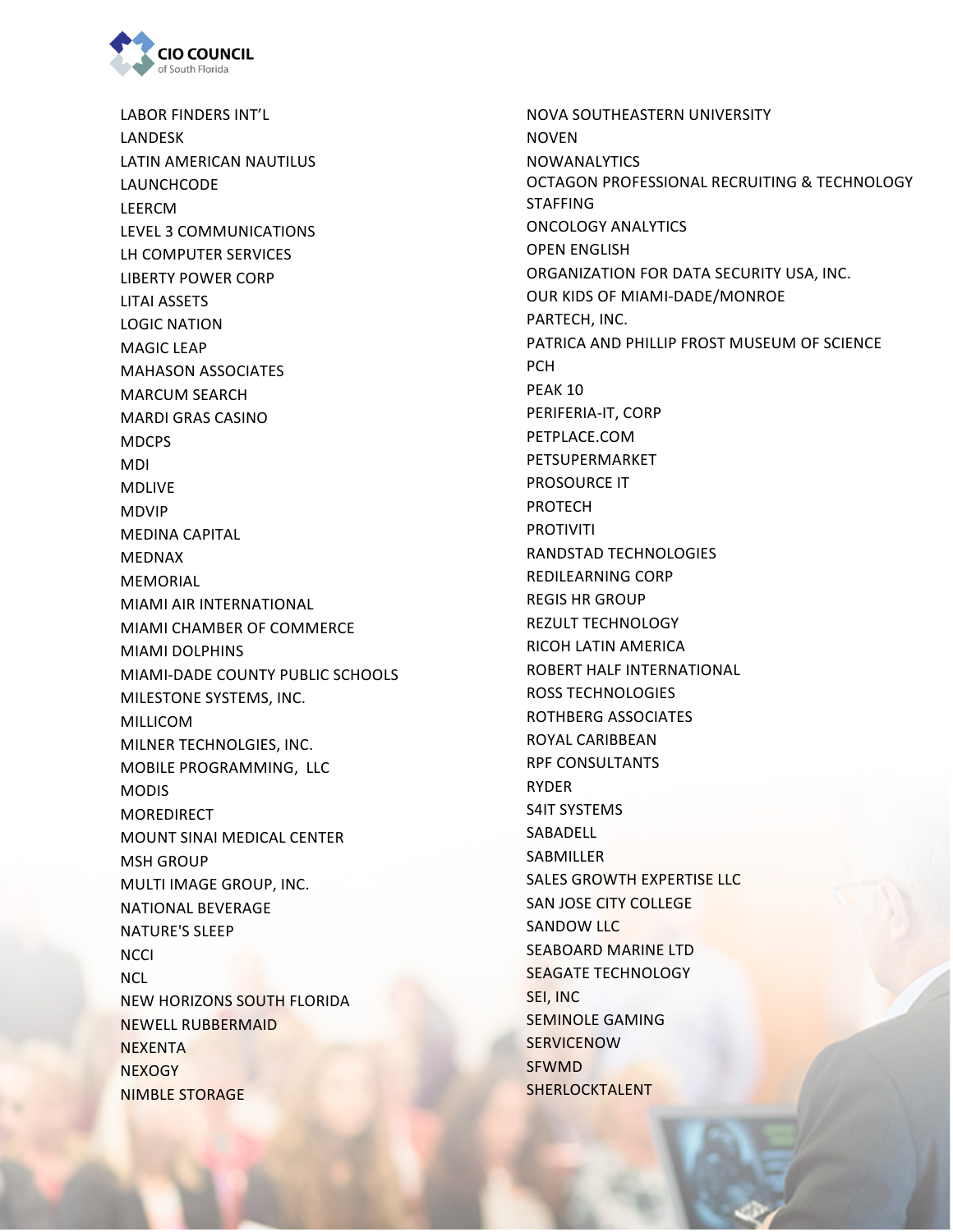LABOR FINDERS INT'L
LANDESK
LATIN AMERICAN NAUTILUS
LAUNCHCODE
LEERCM
LEVEL 3 COMMUNICATIONS
LH COMPUTER SERVICES
LIBERTY POWER CORP
LITAI ASSETS
LOGIC NATION
MAGIC LEAP
MAHASON ASSOCIATES
MARCUM SEARCH
MARDI GRAS CASINO
MDCPS
MDI
MDLIVE
MDVIP
MEDINA CAPITAL
MEDNAX
MEMORIAL
MIAMI AIR INTERNATIONAL
MIAMI CHAMBER OF COMMERCE
MIAMI DOLPHINS
MIAMI-DADE COUNTY PUBLIC SCHOOLS
MILESTONE SYSTEMS, INC.
MILLICOM
MILNER TECHNOLGIES, INC.
MOBILE PROGRAMMING, LLC
MODIS
MOREDIRECT
MOUNT SINAI MEDICAL CENTER
MSH GROUP
MULTI IMAGE GROUP, INC.
NATIONAL BEVERAGE
NATURE'S SLEEP
NCCI
NCL
NEW HORIZONS SOUTH FLORIDA
NEWELL RUBBERMAID
NEXENTA
NEXOGY
NIMBLE STORAGE
NOVA SOUTHEASTERN UNIVERSITY
NOVEN
NOWANALYTICS
OCTAGON PROFESSIONAL RECRUITING & TECHNOLOGY STAFFING
ONCOLOGY ANALYTICS
OPEN ENGLISH
ORGANIZATION FOR DATA SECURITY USA, INC.
OUR KIDS OF MIAMI-DADE/MONROE
PARTECH, INC.
PATRICA AND PHILLIP FROST MUSEUM OF SCIENCE
PCH
PEAK 10
PERIFERIA-IT, CORP
PETPLACE.COM
PETSUPERMARKET
PROSOURCE IT
PROTECH
PROTIVITI
RANDSTAD TECHNOLOGIES
REDILEARNING CORP
REGIS HR GROUP
REZULT TECHNOLOGY
RICOH LATIN AMERICA
ROBERT HALF INTERNATIONAL
ROSS TECHNOLOGIES
ROTHBERG ASSOCIATES
ROYAL CARIBBEAN
RPF CONSULTANTS
RYDER
S4IT SYSTEMS
SABADELL
SABMILLER
SALES GROWTH EXPERTISE LLC
SAN JOSE CITY COLLEGE
SANDOW LLC
SEABOARD MARINE LTD
SEAGATE TECHNOLOGY
SEI, INC
SEMINOLE GAMING
SERVICENOW
SFWMD
SHERLOCKTALENT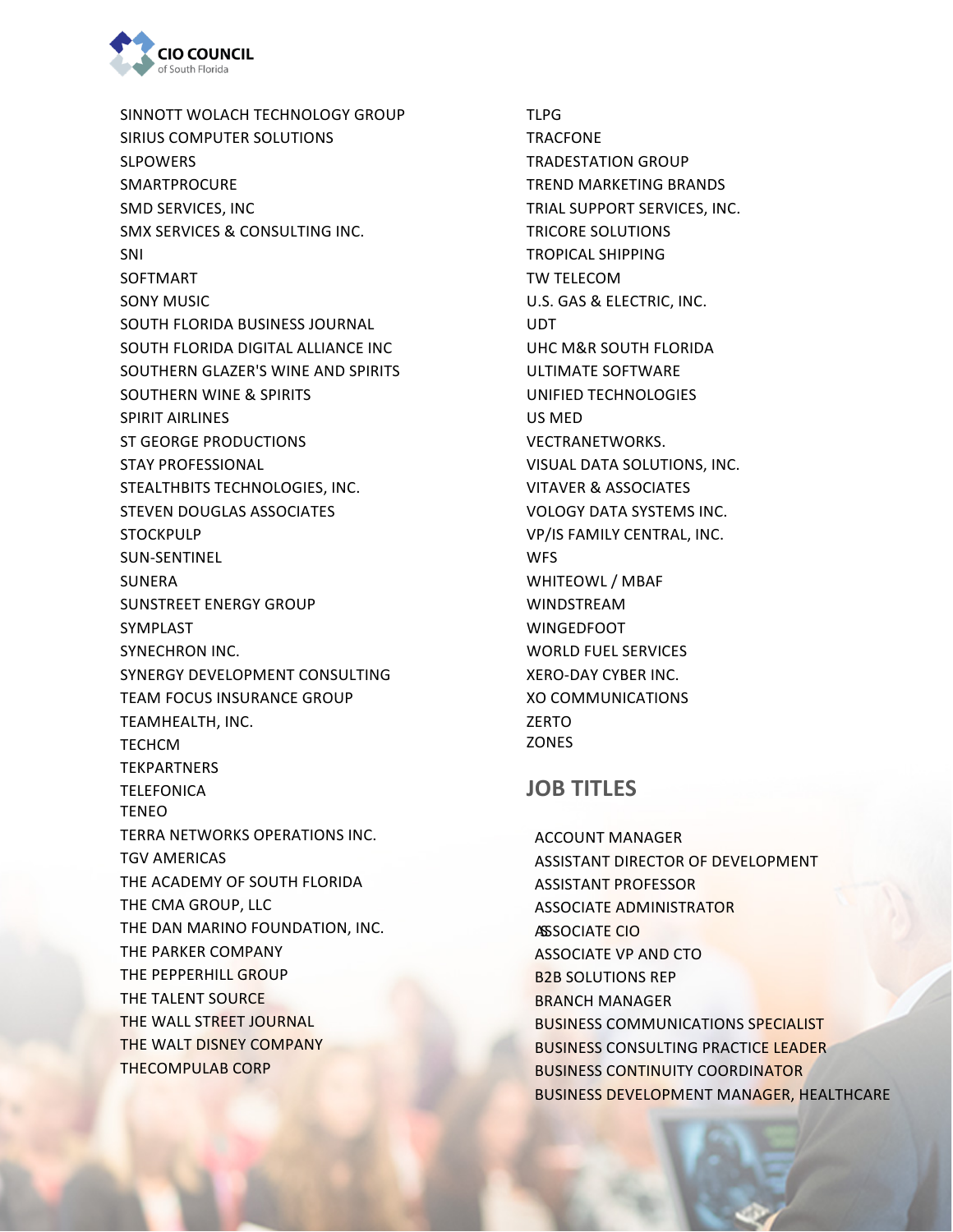SINNOTT WOLACH TECHNOLOGY GROUP
SIRIUS COMPUTER SOLUTIONS
SLPOWERS
SMARTPROCURE
SMD SERVICES, INC
SMX SERVICES & CONSULTING INC.
SNI
SOFTMART
SONY MUSIC
SOUTH FLORIDA BUSINESS JOURNAL
SOUTH FLORIDA DIGITAL ALLIANCE INC
SOUTHERN GLAZER'S WINE AND SPIRITS
SOUTHERN WINE & SPIRITS
SPIRIT AIRLINES
ST GEORGE PRODUCTIONS
STAY PROFESSIONAL
STEALTHBITS TECHNOLOGIES, INC.
STEVEN DOUGLAS ASSOCIATES
STOCKPULP
SUN-SENTINEL
SUNERA
SUNSTREET ENERGY GROUP
SYMPLAST
SYNECHRON INC.
SYNERGY DEVELOPMENT CONSULTING
TEAM FOCUS INSURANCE GROUP
TEAMHEALTH, INC.
TECHCM
TEKPARTNERS
TELEFONICA
TENEO
TERRA NETWORKS OPERATIONS INC.
TGV AMERICAS
THE ACADEMY OF SOUTH FLORIDA
THE CMA GROUP, LLC
THE DAN MARINO FOUNDATION, INC.
THE PARKER COMPANY
THE PEPPERHILL GROUP
THE TALENT SOURCE
THE WALL STREET JOURNAL
THE WALT DISNEY COMPANY
THECOMPULAB CORP
TLPG
TRACFONE
TRADESTATION GROUP
TREND MARKETING BRANDS
TRIAL SUPPORT SERVICES, INC.
TRICORE SOLUTIONS
TROPICAL SHIPPING
TW TELECOM
U.S. GAS & ELECTRIC, INC.
UDT
UHC M&R SOUTH FLORIDA
ULTIMATE SOFTWARE
UNIFIED TECHNOLOGIES
US MED
VECTRANETWORKS.
VISUAL DATA SOLUTIONS, INC.
VITAVER & ASSOCIATES
VOLOGY DATA SYSTEMS INC.
VP/IS FAMILY CENTRAL, INC.
WFS
WHITEOWL / MBAF
WINDSTREAM
WINGEDFOOT
WORLD FUEL SERVICES
XERO-DAY CYBER INC.
XO COMMUNICATIONS
ZERTO
ZONES

## JOB TITLES

ACCOUNT MANAGER
ASSISTANT DIRECTOR OF DEVELOPMENT
ASSISTANT PROFESSOR
ASSOCIATE ADMINISTRATOR
ASSOCIATE CIO
ASSOCIATE VP AND CTO
B2B SOLUTIONS REP
BRANCH MANAGER
BUSINESS COMMUNICATIONS SPECIALIST
BUSINESS CONSULTING PRACTICE LEADER
BUSINESS CONTINUITY COORDINATOR
BUSINESS DEVELOPMENT MANAGER, HEALTHCARE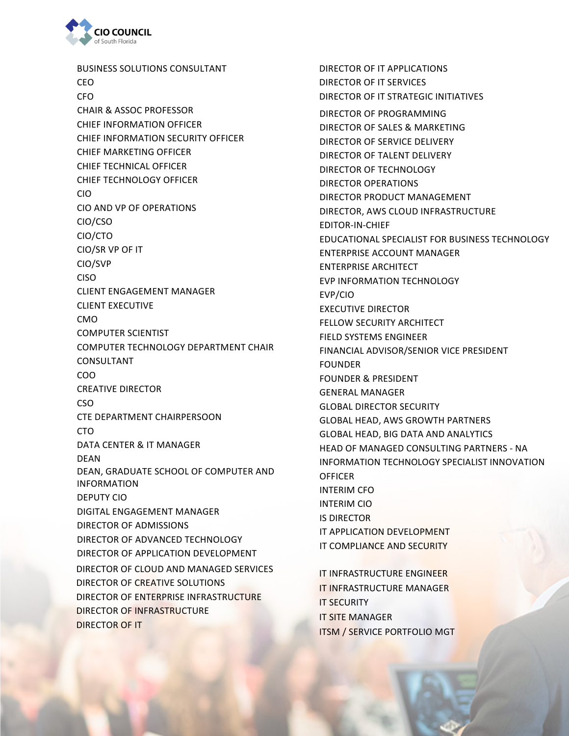BUSINESS SOLUTIONS CONSULTANT
CEO
CFO
CHAIR & ASSOC PROFESSOR
CHIEF INFORMATION OFFICER
CHIEF INFORMATION SECURITY OFFICER
CHIEF MARKETING OFFICER
CHIEF TECHNICAL OFFICER
CHIEF TECHNOLOGY OFFICER
CIO
CIO AND VP OF OPERATIONS
CIO/CSO
CIO/CTO
CIO/SR VP OF IT
CIO/SVP
CISO
CLIENT ENGAGEMENT MANAGER
CLIENT EXECUTIVE
CMO
COMPUTER SCIENTIST
COMPUTER TECHNOLOGY DEPARTMENT CHAIR
CONSULTANT
COO
CREATIVE DIRECTOR
CSO
CTE DEPARTMENT CHAIRPERSOON
CTO
DATA CENTER & IT MANAGER
DEAN
DEAN, GRADUATE SCHOOL OF COMPUTER AND INFORMATION
DEPUTY CIO
DIGITAL ENGAGEMENT MANAGER
DIRECTOR OF ADMISSIONS
DIRECTOR OF ADVANCED TECHNOLOGY
DIRECTOR OF APPLICATION DEVELOPMENT
DIRECTOR OF CLOUD AND MANAGED SERVICES
DIRECTOR OF CREATIVE SOLUTIONS
DIRECTOR OF ENTERPRISE INFRASTRUCTURE
DIRECTOR OF INFRASTRUCTURE
DIRECTOR OF IT
DIRECTOR OF IT APPLICATIONS
DIRECTOR OF IT SERVICES
DIRECTOR OF IT STRATEGIC INITIATIVES
DIRECTOR OF PROGRAMMING
DIRECTOR OF SALES & MARKETING
DIRECTOR OF SERVICE DELIVERY
DIRECTOR OF TALENT DELIVERY
DIRECTOR OF TECHNOLOGY
DIRECTOR OPERATIONS
DIRECTOR PRODUCT MANAGEMENT
DIRECTOR, AWS CLOUD INFRASTRUCTURE
EDITOR-IN-CHIEF
EDUCATIONAL SPECIALIST FOR BUSINESS TECHNOLOGY
ENTERPRISE ACCOUNT MANAGER
ENTERPRISE ARCHITECT
EVP INFORMATION TECHNOLOGY
EVP/CIO
EXECUTIVE DIRECTOR
FELLOW SECURITY ARCHITECT
FIELD SYSTEMS ENGINEER
FINANCIAL ADVISOR/SENIOR VICE PRESIDENT
FOUNDER
FOUNDER & PRESIDENT
GENERAL MANAGER
GLOBAL DIRECTOR SECURITY
GLOBAL HEAD, AWS GROWTH PARTNERS
GLOBAL HEAD, BIG DATA AND ANALYTICS
HEAD OF MANAGED CONSULTING PARTNERS - NA
INFORMATION TECHNOLOGY SPECIALIST INNOVATION OFFICER
INTERIM CFO
INTERIM CIO
IS DIRECTOR
IT APPLICATION DEVELOPMENT
IT COMPLIANCE AND SECURITY
IT INFRASTRUCTURE ENGINEER
IT INFRASTRUCTURE MANAGER
IT SECURITY
IT SITE MANAGER
ITSM / SERVICE PORTFOLIO MGT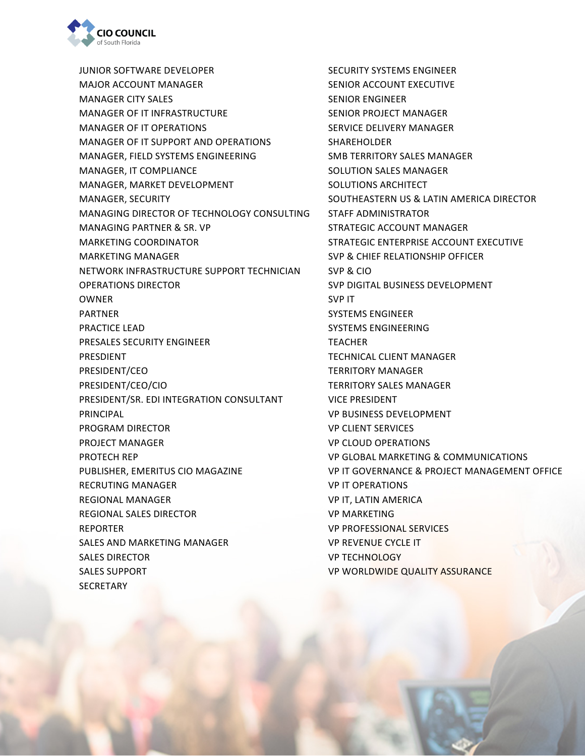JUNIOR SOFTWARE DEVELOPER
MAJOR ACCOUNT MANAGER
MANAGER CITY SALES
MANAGER OF IT INFRASTRUCTURE
MANAGER OF IT OPERATIONS
MANAGER OF IT SUPPORT AND OPERATIONS
MANAGER, FIELD SYSTEMS ENGINEERING
MANAGER, IT COMPLIANCE
MANAGER, MARKET DEVELOPMENT
MANAGER, SECURITY
MANAGING DIRECTOR OF TECHNOLOGY CONSULTING
MANAGING PARTNER & SR. VP
MARKETING COORDINATOR
MARKETING MANAGER
NETWORK INFRASTRUCTURE SUPPORT TECHNICIAN
OPERATIONS DIRECTOR
OWNER
PARTNER
PRACTICE LEAD
PRESALES SECURITY ENGINEER
PRESDIENT
PRESIDENT/CEO
PRESIDENT/CEO/CIO
PRESIDENT/SR. EDI INTEGRATION CONSULTANT
PRINCIPAL
PROGRAM DIRECTOR
PROJECT MANAGER
PROTECH REP
PUBLISHER, EMERITUS CIO MAGAZINE
RECRUTING MANAGER
REGIONAL MANAGER
REGIONAL SALES DIRECTOR
REPORTER
SALES AND MARKETING MANAGER
SALES DIRECTOR
SALES SUPPORT
SECRETARY
SECURITY SYSTEMS ENGINEER
SENIOR ACCOUNT EXECUTIVE
SENIOR ENGINEER
SENIOR PROJECT MANAGER
SERVICE DELIVERY MANAGER
SHAREHOLDER
SMB TERRITORY SALES MANAGER
SOLUTION SALES MANAGER
SOLUTIONS ARCHITECT
SOUTHEASTERN US & LATIN AMERICA DIRECTOR
STAFF ADMINISTRATOR
STRATEGIC ACCOUNT MANAGER
STRATEGIC ENTERPRISE ACCOUNT EXECUTIVE
SVP & CHIEF RELATIONSHIP OFFICER
SVP & CIO
SVP DIGITAL BUSINESS DEVELOPMENT
SVP IT
SYSTEMS ENGINEER
SYSTEMS ENGINEERING
TEACHER
TECHNICAL CLIENT MANAGER
TERRITORY MANAGER
TERRITORY SALES MANAGER
VICE PRESIDENT
VP BUSINESS DEVELOPMENT
VP CLIENT SERVICES
VP CLOUD OPERATIONS
VP GLOBAL MARKETING & COMMUNICATIONS
VP IT GOVERNANCE & PROJECT MANAGEMENT OFFICE
VP IT OPERATIONS
VP IT, LATIN AMERICA
VP MARKETING
VP PROFESSIONAL SERVICES
VP REVENUE CYCLE IT
VP TECHNOLOGY
VP WORLDWIDE QUALITY ASSURANCE